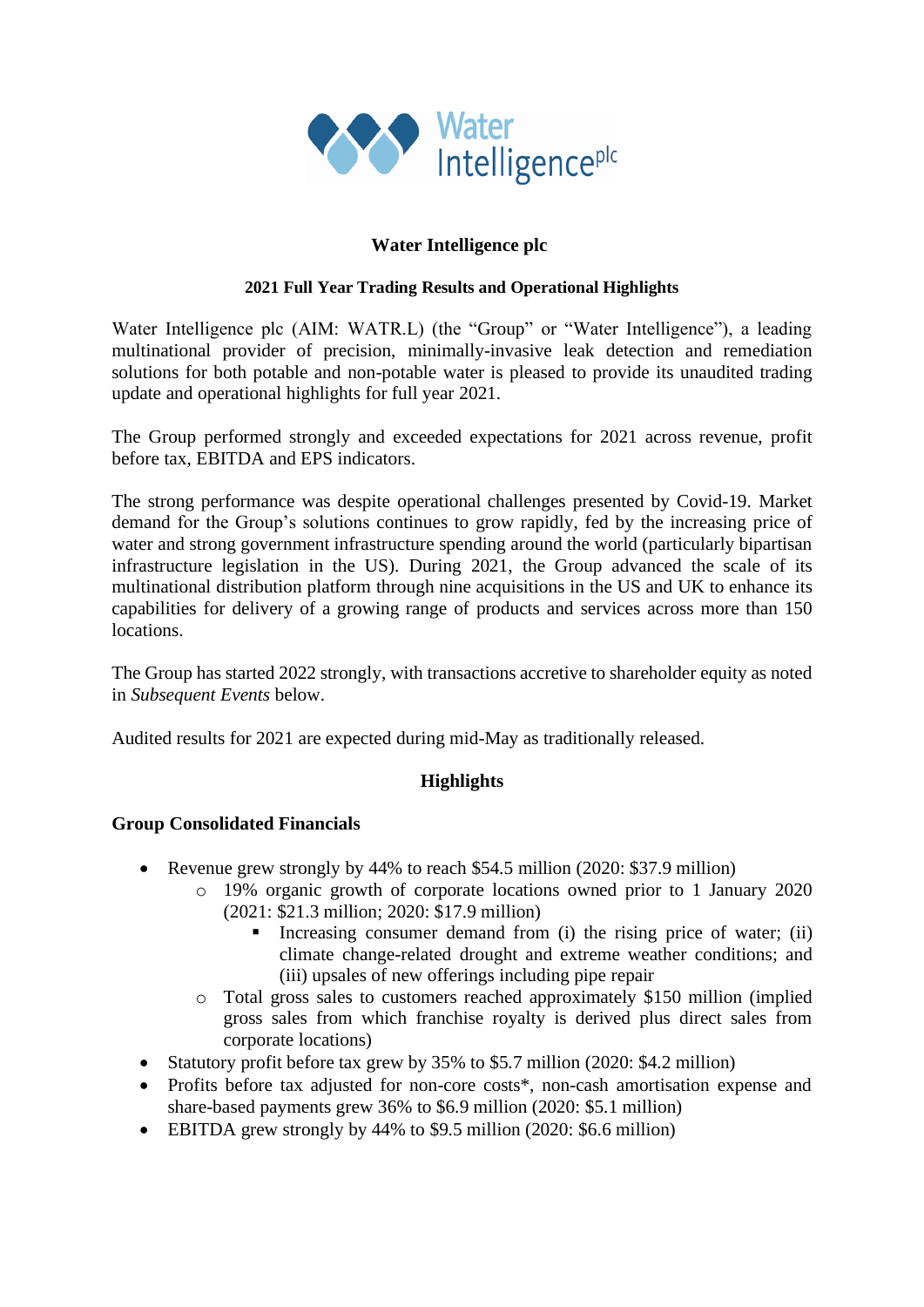# Water Intelligence plc

## 2021 Full Year Trading Results and Operational Highlights

Water Intelligence plc (AIM: WATR.L) (the "Group" or "Water Intelligence"), a leading multinational provider of precision, minimally-invasive leak detection and remediation solutions for both potable and non-potable water is pleased to provide its unaudited trading update and operational highlights for full year 2021.

The Group performed strongly and exceeded expectations for 2021 across revenue, profit before tax, EBITDA and EPS indicators.

The strong performance was despite operational challenges presented by Covid-19. Market demand for the Group's solutions continues to grow rapidly, fed by the increasing price of water and strong government infrastructure spending around the world (particularly bipartisan infrastructure legislation in the US). During 2021, the Group advanced the scale of its multinational distribution platform through nine acquisitions in the US and UK to enhance its capabilities for delivery of a growing range of products and services across more than 150 locations.

The Group has started 2022 strongly, with transactions accretive to shareholder equity as noted in *Subsequent Events* below.

Audited results for 2021 are expected during mid-May as traditionally released.

## Highlights

### Group Consolidated Financials

- Revenue grew strongly by 44% to reach $54.5 million (2020: $37.9 million)
  - 19% organic growth of corporate locations owned prior to 1 January 2020 (2021: $21.3 million; 2020: $17.9 million)
    - Increasing consumer demand from (i) the rising price of water; (ii) climate change-related drought and extreme weather conditions; and (iii) upsales of new offerings including pipe repair
  - Total gross sales to customers reached approximately $150 million (implied gross sales from which franchise royalty is derived plus direct sales from corporate locations)
- Statutory profit before tax grew by 35% to $5.7 million (2020: $4.2 million)
- Profits before tax adjusted for non-core costs*, non-cash amortisation expense and share-based payments grew 36% to $6.9 million (2020: $5.1 million)
- EBITDA grew strongly by 44% to $9.5 million (2020: $6.6 million)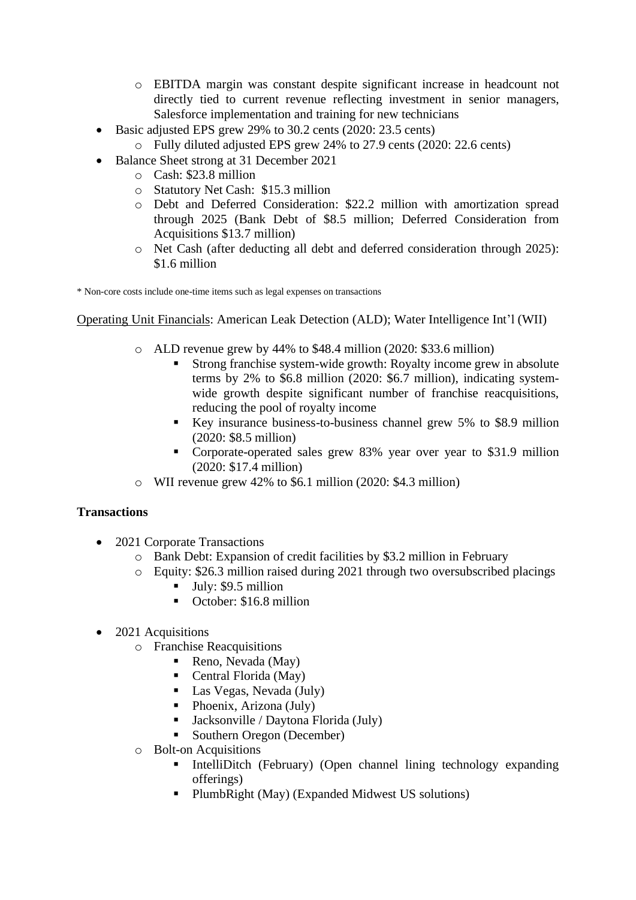- EBITDA margin was constant despite significant increase in headcount not directly tied to current revenue reflecting investment in senior managers, Salesforce implementation and training for new technicians
- Basic adjusted EPS grew 29% to 30.2 cents (2020: 23.5 cents)
  - Fully diluted adjusted EPS grew 24% to 27.9 cents (2020: 22.6 cents)
- Balance Sheet strong at 31 December 2021
  - Cash: $23.8 million
  - Statutory Net Cash: $15.3 million
  - Debt and Deferred Consideration: $22.2 million with amortization spread through 2025 (Bank Debt of $8.5 million; Deferred Consideration from Acquisitions $13.7 million)
  - Net Cash (after deducting all debt and deferred consideration through 2025): $1.6 million

* Non-core costs include one-time items such as legal expenses on transactions

Operating Unit Financials: American Leak Detection (ALD); Water Intelligence Int'l (WII)

- ALD revenue grew by 44% to $48.4 million (2020: $33.6 million)
  - Strong franchise system-wide growth: Royalty income grew in absolute terms by 2% to $6.8 million (2020: $6.7 million), indicating system-wide growth despite significant number of franchise reacquisitions, reducing the pool of royalty income
  - Key insurance business-to-business channel grew 5% to $8.9 million (2020: $8.5 million)
  - Corporate-operated sales grew 83% year over year to $31.9 million (2020: $17.4 million)
- WII revenue grew 42% to $6.1 million (2020: $4.3 million)

**Transactions**

- 2021 Corporate Transactions
  - Bank Debt: Expansion of credit facilities by $3.2 million in February
  - Equity: $26.3 million raised during 2021 through two oversubscribed placings
    - July: $9.5 million
    - October: $16.8 million

- 2021 Acquisitions
  - Franchise Reacquisitions
    - Reno, Nevada (May)
    - Central Florida (May)
    - Las Vegas, Nevada (July)
    - Phoenix, Arizona (July)
    - Jacksonville / Daytona Florida (July)
    - Southern Oregon (December)
  - Bolt-on Acquisitions
    - IntelliDitch (February) (Open channel lining technology expanding offerings)
    - PlumbRight (May) (Expanded Midwest US solutions)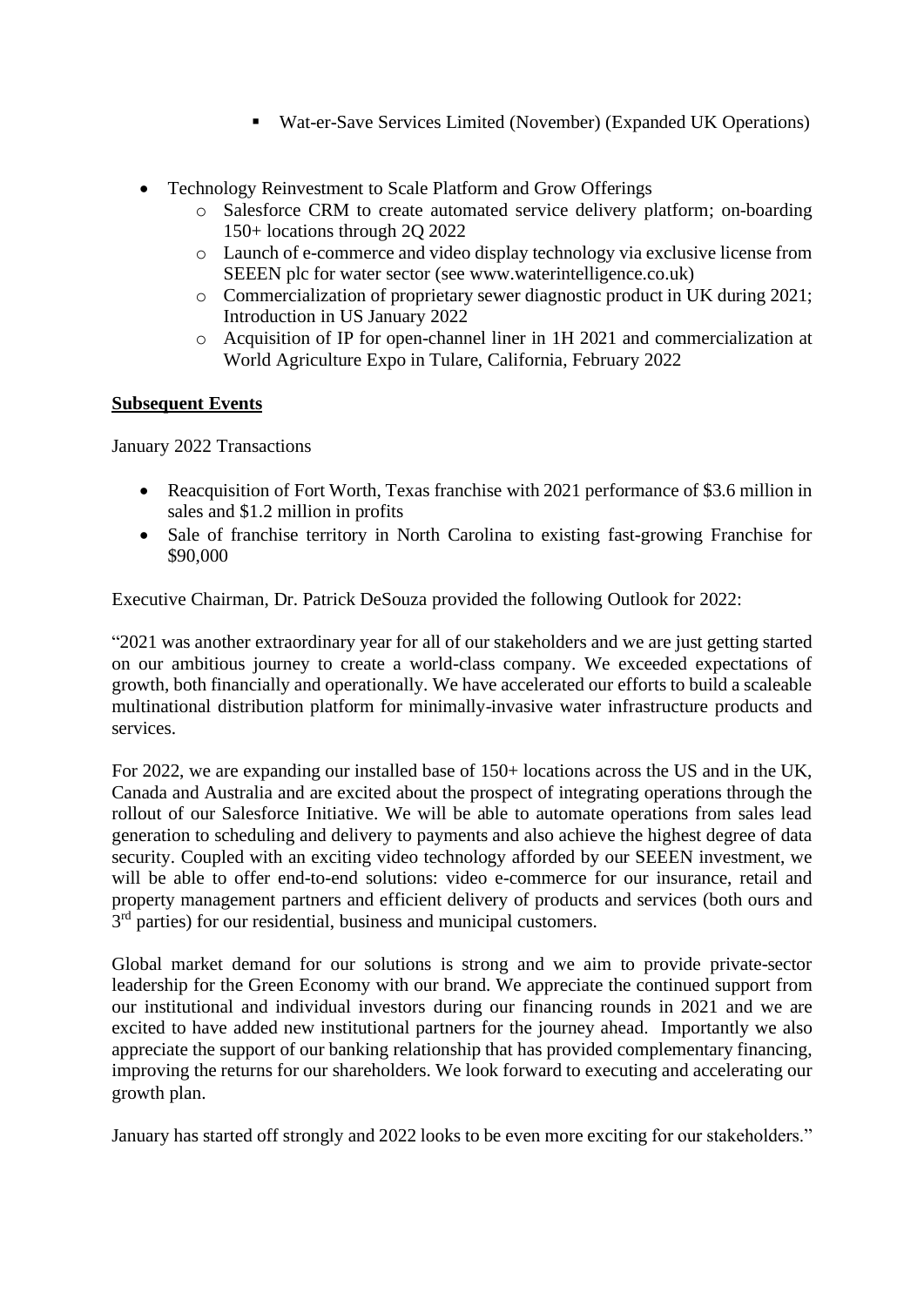- Wat-er-Save Services Limited (November) (Expanded UK Operations)

- Technology Reinvestment to Scale Platform and Grow Offerings
    - Salesforce CRM to create automated service delivery platform; on-boarding 150+ locations through 2Q 2022
    - Launch of e-commerce and video display technology via exclusive license from SEEEN plc for water sector (see www.waterintelligence.co.uk)
    - Commercialization of proprietary sewer diagnostic product in UK during 2021; Introduction in US January 2022
    - Acquisition of IP for open-channel liner in 1H 2021 and commercialization at World Agriculture Expo in Tulare, California, February 2022

**Subsequent Events**

January 2022 Transactions

- Reacquisition of Fort Worth, Texas franchise with 2021 performance of $3.6 million in sales and $1.2 million in profits
- Sale of franchise territory in North Carolina to existing fast-growing Franchise for $90,000

Executive Chairman, Dr. Patrick DeSouza provided the following Outlook for 2022:

"2021 was another extraordinary year for all of our stakeholders and we are just getting started on our ambitious journey to create a world-class company. We exceeded expectations of growth, both financially and operationally. We have accelerated our efforts to build a scaleable multinational distribution platform for minimally-invasive water infrastructure products and services.

For 2022, we are expanding our installed base of 150+ locations across the US and in the UK, Canada and Australia and are excited about the prospect of integrating operations through the rollout of our Salesforce Initiative. We will be able to automate operations from sales lead generation to scheduling and delivery to payments and also achieve the highest degree of data security. Coupled with an exciting video technology afforded by our SEEEN investment, we will be able to offer end-to-end solutions: video e-commerce for our insurance, retail and property management partners and efficient delivery of products and services (both ours and 3rd parties) for our residential, business and municipal customers.

Global market demand for our solutions is strong and we aim to provide private-sector leadership for the Green Economy with our brand. We appreciate the continued support from our institutional and individual investors during our financing rounds in 2021 and we are excited to have added new institutional partners for the journey ahead. Importantly we also appreciate the support of our banking relationship that has provided complementary financing, improving the returns for our shareholders. We look forward to executing and accelerating our growth plan.

January has started off strongly and 2022 looks to be even more exciting for our stakeholders."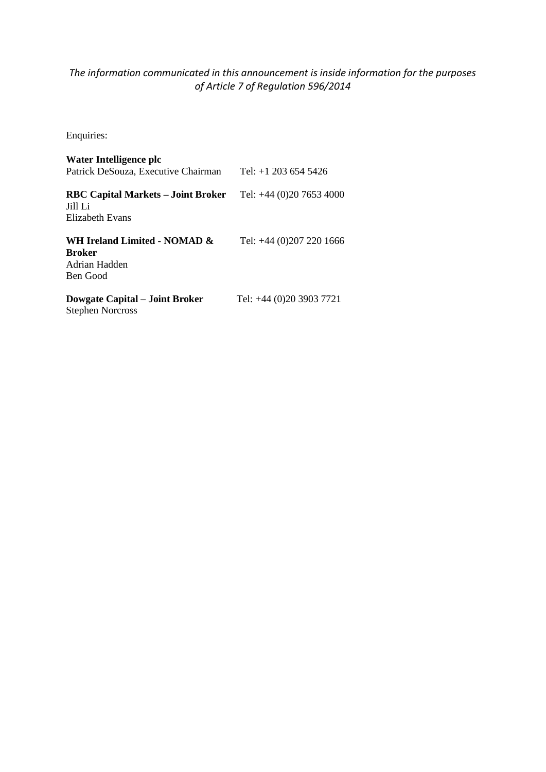*The information communicated in this announcement is inside information for the purposes of Article 7 of Regulation 596/2014*

Enquiries:

| | |
|---|---|
| **Water Intelligence plc**<br>Patrick DeSouza, Executive Chairman | Tel: +1 203 654 5426 |
| **RBC Capital Markets – Joint Broker**<br>Jill Li<br>Elizabeth Evans | Tel: +44 (0)20 7653 4000 |
| **WH Ireland Limited - NOMAD & Broker**<br>Adrian Hadden<br>Ben Good | Tel: +44 (0)207 220 1666 |
| **Dowgate Capital – Joint Broker**<br>Stephen Norcross | Tel: +44 (0)20 3903 7721 |